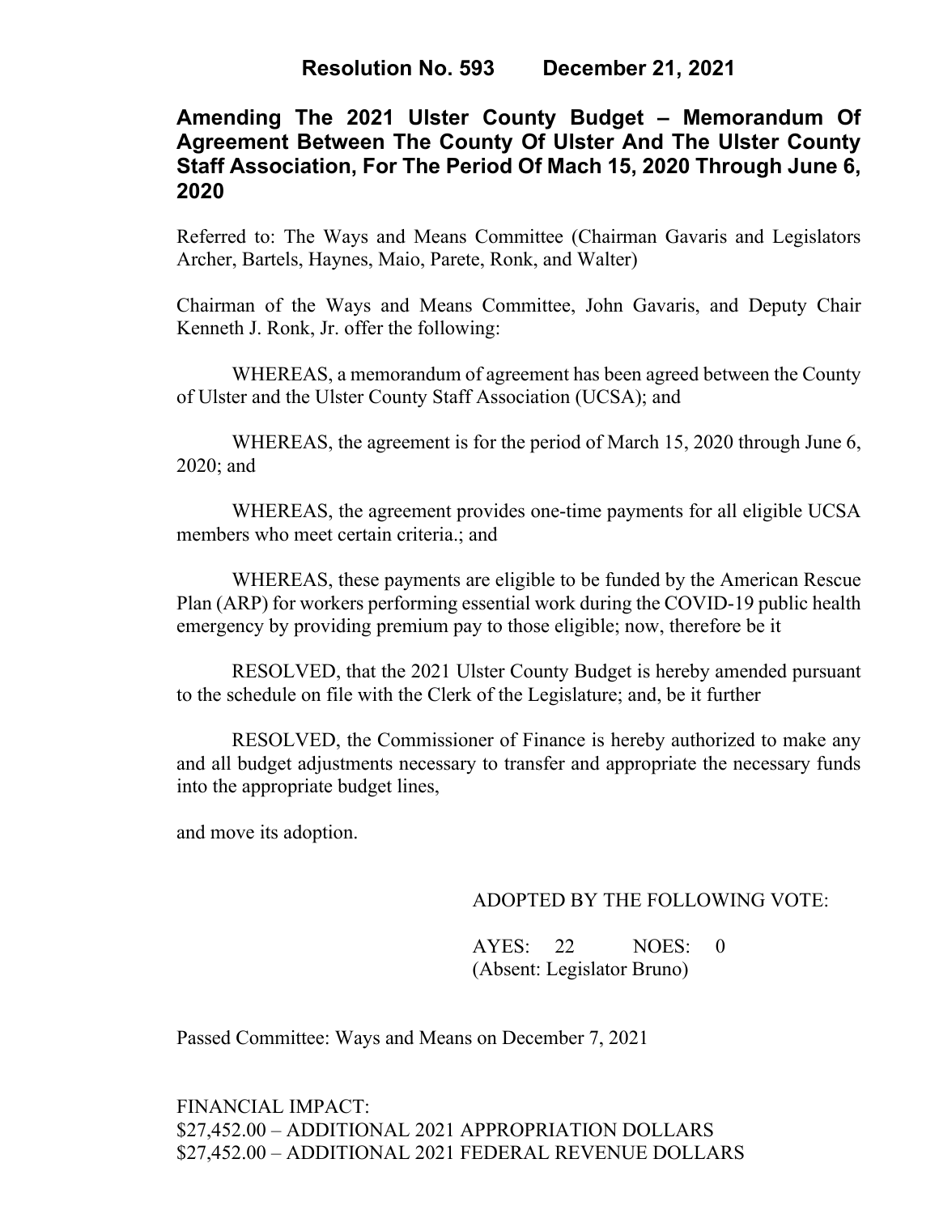# Resolution No. 593 December 21, 2021

## Amending The 2021 Ulster County Budget – Memorandum Of Agreement Between The County Of Ulster And The Ulster County Staff Association, For The Period Of Mach 15, 2020 Through June 6, 2020

Referred to: The Ways and Means Committee (Chairman Gavaris and Legislators Archer, Bartels, Haynes, Maio, Parete, Ronk, and Walter)

Chairman of the Ways and Means Committee, John Gavaris, and Deputy Chair Kenneth J. Ronk, Jr. offer the following:

WHEREAS, a memorandum of agreement has been agreed between the County of Ulster and the Ulster County Staff Association (UCSA); and

WHEREAS, the agreement is for the period of March 15, 2020 through June 6, 2020; and

WHEREAS, the agreement provides one-time payments for all eligible UCSA members who meet certain criteria.; and

WHEREAS, these payments are eligible to be funded by the American Rescue Plan (ARP) for workers performing essential work during the COVID-19 public health emergency by providing premium pay to those eligible; now, therefore be it

RESOLVED, that the 2021 Ulster County Budget is hereby amended pursuant to the schedule on file with the Clerk of the Legislature; and, be it further

RESOLVED, the Commissioner of Finance is hereby authorized to make any and all budget adjustments necessary to transfer and appropriate the necessary funds into the appropriate budget lines,

and move its adoption.

ADOPTED BY THE FOLLOWING VOTE:

AYES: 22 NOES: 0
(Absent: Legislator Bruno)

Passed Committee: Ways and Means on December 7, 2021

FINANCIAL IMPACT:
$27,452.00 – ADDITIONAL 2021 APPROPRIATION DOLLARS
$27,452.00 – ADDITIONAL 2021 FEDERAL REVENUE DOLLARS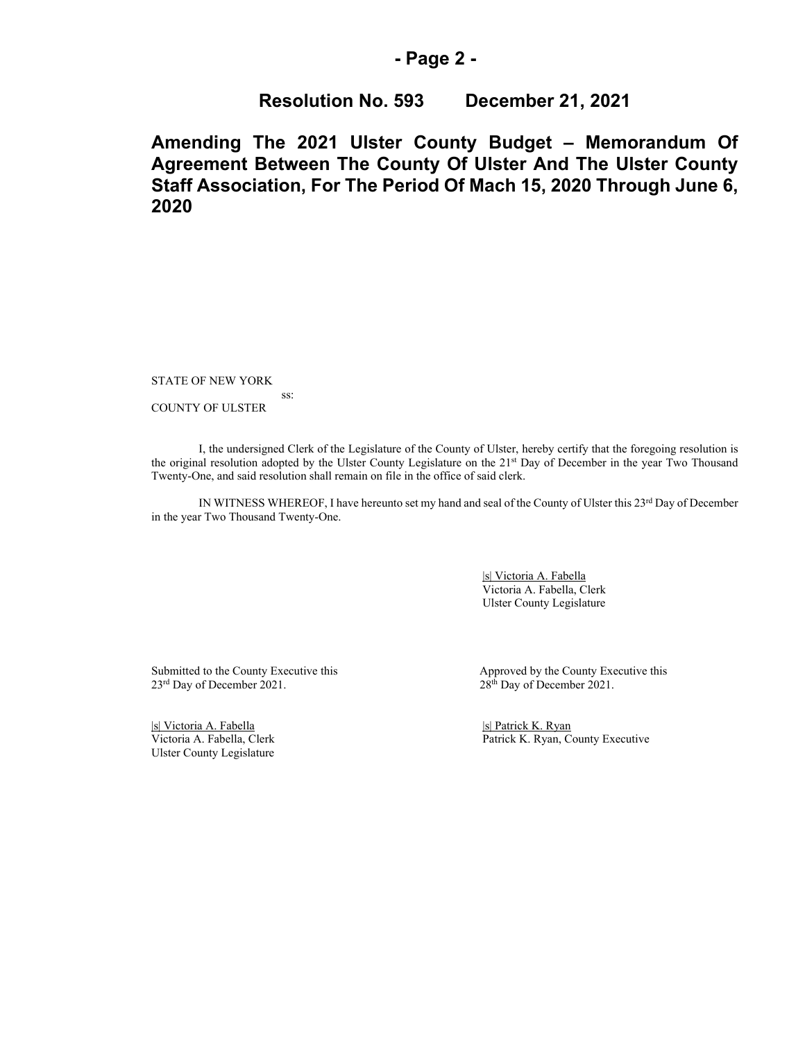# Resolution No. 593 December 21, 2021

## Amending The 2021 Ulster County Budget – Memorandum Of Agreement Between The County Of Ulster And The Ulster County Staff Association, For The Period Of Mach 15, 2020 Through June 6, 2020

STATE OF NEW YORK
ss:
COUNTY OF ULSTER

I, the undersigned Clerk of the Legislature of the County of Ulster, hereby certify that the foregoing resolution is the original resolution adopted by the Ulster County Legislature on the 21st Day of December in the year Two Thousand Twenty-One, and said resolution shall remain on file in the office of said clerk.

IN WITNESS WHEREOF, I have hereunto set my hand and seal of the County of Ulster this 23rd Day of December in the year Two Thousand Twenty-One.

|s| Victoria A. Fabella
Victoria A. Fabella, Clerk
Ulster County Legislature

Submitted to the County Executive this 23rd Day of December 2021.

|s| Victoria A. Fabella
Victoria A. Fabella, Clerk
Ulster County Legislature

Approved by the County Executive this 28th Day of December 2021.

|s| Patrick K. Ryan
Patrick K. Ryan, County Executive